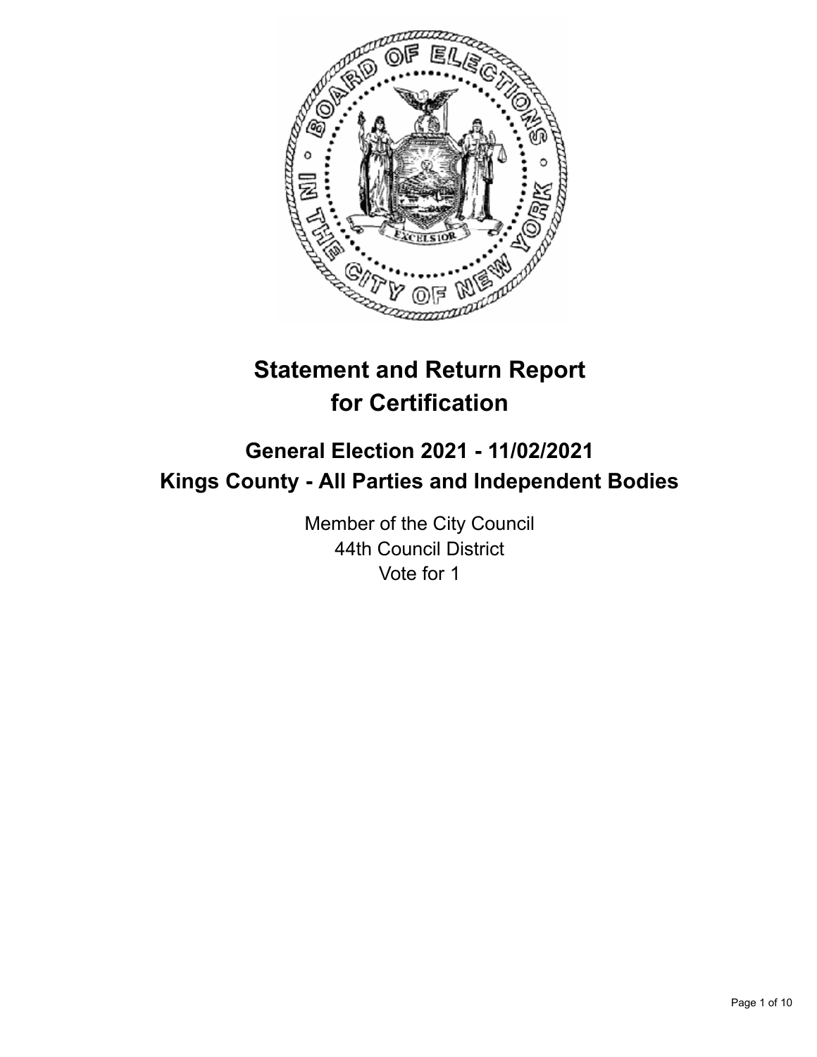# Statement and Return Report for Certification

## General Election 2021 - 11/02/2021
## Kings County - All Parties and Independent Bodies

Member of the City Council
44th Council District
Vote for 1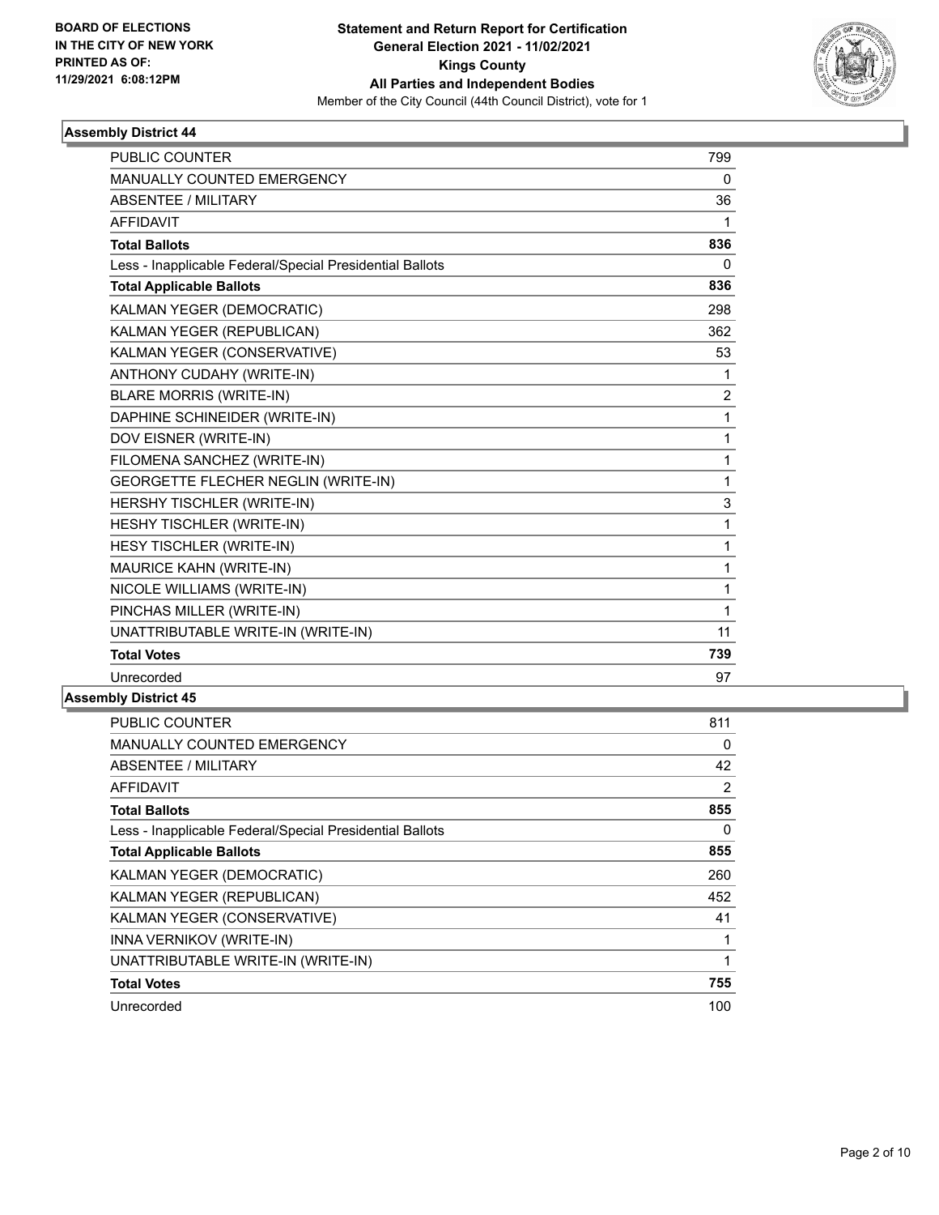**BOARD OF ELECTIONS IN THE CITY OF NEW YORK PRINTED AS OF: 11/29/2021 6:08:12PM**

**Statement and Return Report for Certification General Election 2021 - 11/02/2021 Kings County All Parties and Independent Bodies**

Member of the City Council (44th Council District), vote for 1

### Assembly District 44

| | |
|---|---|
| PUBLIC COUNTER | 799 |
| MANUALLY COUNTED EMERGENCY | 0 |
| ABSENTEE / MILITARY | 36 |
| AFFIDAVIT | 1 |
| **Total Ballots** | **836** |
| Less - Inapplicable Federal/Special Presidential Ballots | 0 |
| **Total Applicable Ballots** | **836** |
| KALMAN YEGER (DEMOCRATIC) | 298 |
| KALMAN YEGER (REPUBLICAN) | 362 |
| KALMAN YEGER (CONSERVATIVE) | 53 |
| ANTHONY CUDAHY (WRITE-IN) | 1 |
| BLARE MORRIS (WRITE-IN) | 2 |
| DAPHINE SCHINEIDER (WRITE-IN) | 1 |
| DOV EISNER (WRITE-IN) | 1 |
| FILOMENA SANCHEZ (WRITE-IN) | 1 |
| GEORGETTE FLECHER NEGLIN (WRITE-IN) | 1 |
| HERSHY TISCHLER (WRITE-IN) | 3 |
| HESHY TISCHLER (WRITE-IN) | 1 |
| HESY TISCHLER (WRITE-IN) | 1 |
| MAURICE KAHN (WRITE-IN) | 1 |
| NICOLE WILLIAMS (WRITE-IN) | 1 |
| PINCHAS MILLER (WRITE-IN) | 1 |
| UNATTRIBUTABLE WRITE-IN (WRITE-IN) | 11 |
| **Total Votes** | **739** |
| Unrecorded | 97 |

### Assembly District 45

| | |
|---|---|
| PUBLIC COUNTER | 811 |
| MANUALLY COUNTED EMERGENCY | 0 |
| ABSENTEE / MILITARY | 42 |
| AFFIDAVIT | 2 |
| **Total Ballots** | **855** |
| Less - Inapplicable Federal/Special Presidential Ballots | 0 |
| **Total Applicable Ballots** | **855** |
| KALMAN YEGER (DEMOCRATIC) | 260 |
| KALMAN YEGER (REPUBLICAN) | 452 |
| KALMAN YEGER (CONSERVATIVE) | 41 |
| INNA VERNIKOV (WRITE-IN) | 1 |
| UNATTRIBUTABLE WRITE-IN (WRITE-IN) | 1 |
| **Total Votes** | **755** |
| Unrecorded | 100 |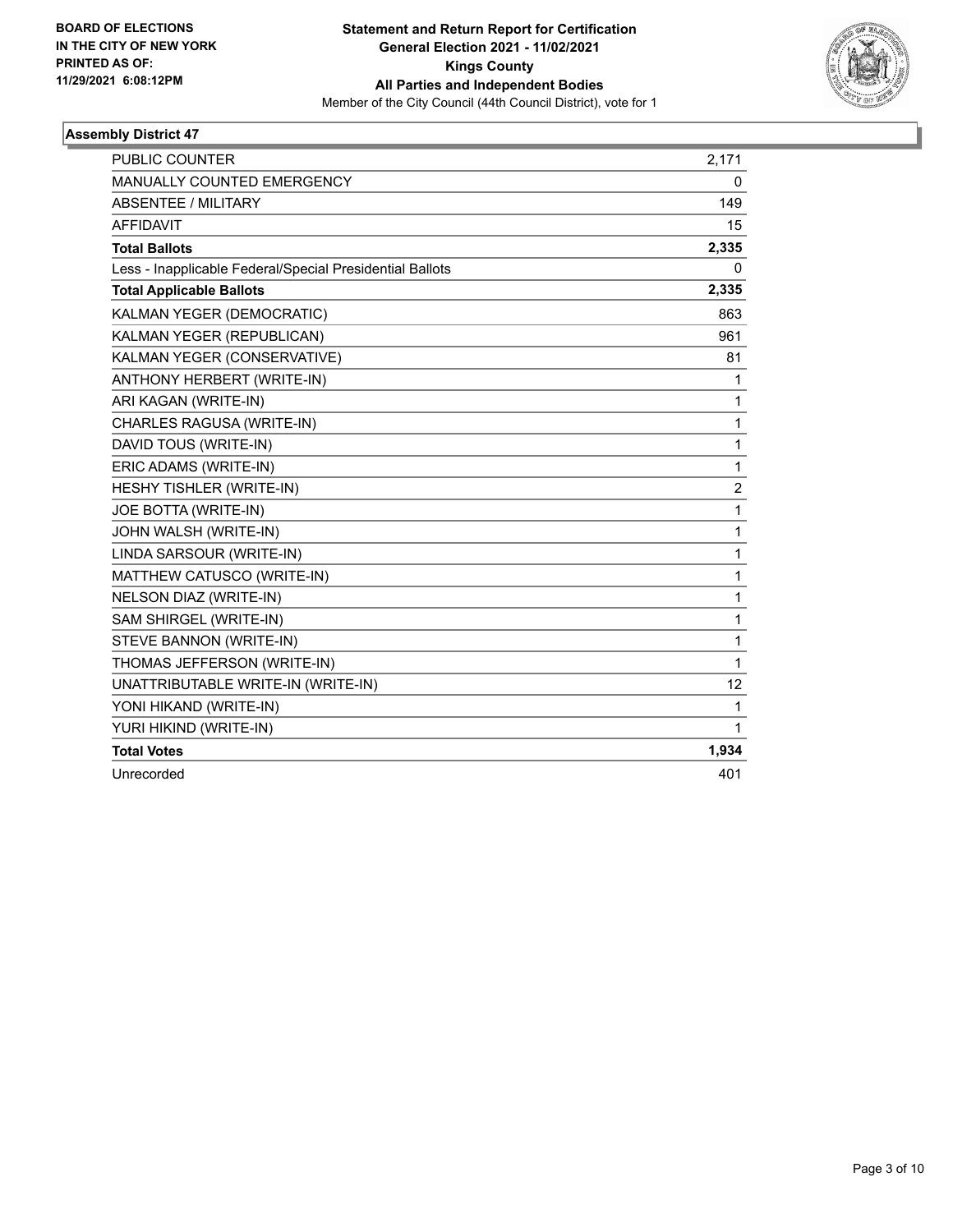BOARD OF ELECTIONS
IN THE CITY OF NEW YORK
PRINTED AS OF:
11/29/2021 6:08:12PM

**Statement and Return Report for Certification**
**General Election 2021 - 11/02/2021**
**Kings County**
**All Parties and Independent Bodies**
Member of the City Council (44th Council District), vote for 1

## Assembly District 47

| | |
|---|---|
| PUBLIC COUNTER | 2,171 |
| MANUALLY COUNTED EMERGENCY | 0 |
| ABSENTEE / MILITARY | 149 |
| AFFIDAVIT | 15 |
| **Total Ballots** | **2,335** |
| Less - Inapplicable Federal/Special Presidential Ballots | 0 |
| **Total Applicable Ballots** | **2,335** |
| KALMAN YEGER (DEMOCRATIC) | 863 |
| KALMAN YEGER (REPUBLICAN) | 961 |
| KALMAN YEGER (CONSERVATIVE) | 81 |
| ANTHONY HERBERT (WRITE-IN) | 1 |
| ARI KAGAN (WRITE-IN) | 1 |
| CHARLES RAGUSA (WRITE-IN) | 1 |
| DAVID TOUS (WRITE-IN) | 1 |
| ERIC ADAMS (WRITE-IN) | 1 |
| HESHY TISHLER (WRITE-IN) | 2 |
| JOE BOTTA (WRITE-IN) | 1 |
| JOHN WALSH (WRITE-IN) | 1 |
| LINDA SARSOUR (WRITE-IN) | 1 |
| MATTHEW CATUSCO (WRITE-IN) | 1 |
| NELSON DIAZ (WRITE-IN) | 1 |
| SAM SHIRGEL (WRITE-IN) | 1 |
| STEVE BANNON (WRITE-IN) | 1 |
| THOMAS JEFFERSON (WRITE-IN) | 1 |
| UNATTRIBUTABLE WRITE-IN (WRITE-IN) | 12 |
| YONI HIKAND (WRITE-IN) | 1 |
| YURI HIKIND (WRITE-IN) | 1 |
| **Total Votes** | **1,934** |
| Unrecorded | 401 |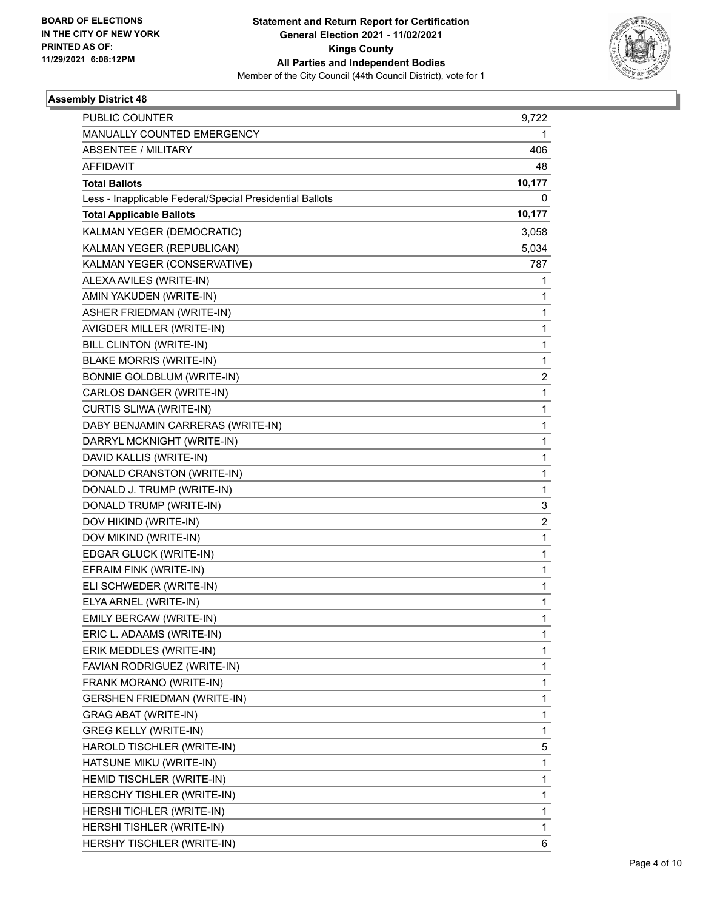**BOARD OF ELECTIONS IN THE CITY OF NEW YORK PRINTED AS OF: 11/29/2021 6:08:12PM**

**Statement and Return Report for Certification General Election 2021 - 11/02/2021 Kings County All Parties and Independent Bodies**

Member of the City Council (44th Council District), vote for 1

### Assembly District 48

| | |
|---|---|
| PUBLIC COUNTER | 9,722 |
| MANUALLY COUNTED EMERGENCY | 1 |
| ABSENTEE / MILITARY | 406 |
| AFFIDAVIT | 48 |
| **Total Ballots** | **10,177** |
| Less - Inapplicable Federal/Special Presidential Ballots | 0 |
| **Total Applicable Ballots** | **10,177** |
| KALMAN YEGER (DEMOCRATIC) | 3,058 |
| KALMAN YEGER (REPUBLICAN) | 5,034 |
| KALMAN YEGER (CONSERVATIVE) | 787 |
| ALEXA AVILES (WRITE-IN) | 1 |
| AMIN YAKUDEN (WRITE-IN) | 1 |
| ASHER FRIEDMAN (WRITE-IN) | 1 |
| AVIGDER MILLER (WRITE-IN) | 1 |
| BILL CLINTON (WRITE-IN) | 1 |
| BLAKE MORRIS (WRITE-IN) | 1 |
| BONNIE GOLDBLUM (WRITE-IN) | 2 |
| CARLOS DANGER (WRITE-IN) | 1 |
| CURTIS SLIWA (WRITE-IN) | 1 |
| DABY BENJAMIN CARRERAS (WRITE-IN) | 1 |
| DARRYL MCKNIGHT (WRITE-IN) | 1 |
| DAVID KALLIS (WRITE-IN) | 1 |
| DONALD CRANSTON (WRITE-IN) | 1 |
| DONALD J. TRUMP (WRITE-IN) | 1 |
| DONALD TRUMP (WRITE-IN) | 3 |
| DOV HIKIND (WRITE-IN) | 2 |
| DOV MIKIND (WRITE-IN) | 1 |
| EDGAR GLUCK (WRITE-IN) | 1 |
| EFRAIM FINK (WRITE-IN) | 1 |
| ELI SCHWEDER (WRITE-IN) | 1 |
| ELYA ARNEL (WRITE-IN) | 1 |
| EMILY BERCAW (WRITE-IN) | 1 |
| ERIC L. ADAAMS (WRITE-IN) | 1 |
| ERIK MEDDLES (WRITE-IN) | 1 |
| FAVIAN RODRIGUEZ (WRITE-IN) | 1 |
| FRANK MORANO (WRITE-IN) | 1 |
| GERSHEN FRIEDMAN (WRITE-IN) | 1 |
| GRAG ABAT (WRITE-IN) | 1 |
| GREG KELLY (WRITE-IN) | 1 |
| HAROLD TISCHLER (WRITE-IN) | 5 |
| HATSUNE MIKU (WRITE-IN) | 1 |
| HEMID TISCHLER (WRITE-IN) | 1 |
| HERSCHY TISHLER (WRITE-IN) | 1 |
| HERSHI TICHLER (WRITE-IN) | 1 |
| HERSHI TISHLER (WRITE-IN) | 1 |
| HERSHY TISCHLER (WRITE-IN) | 6 |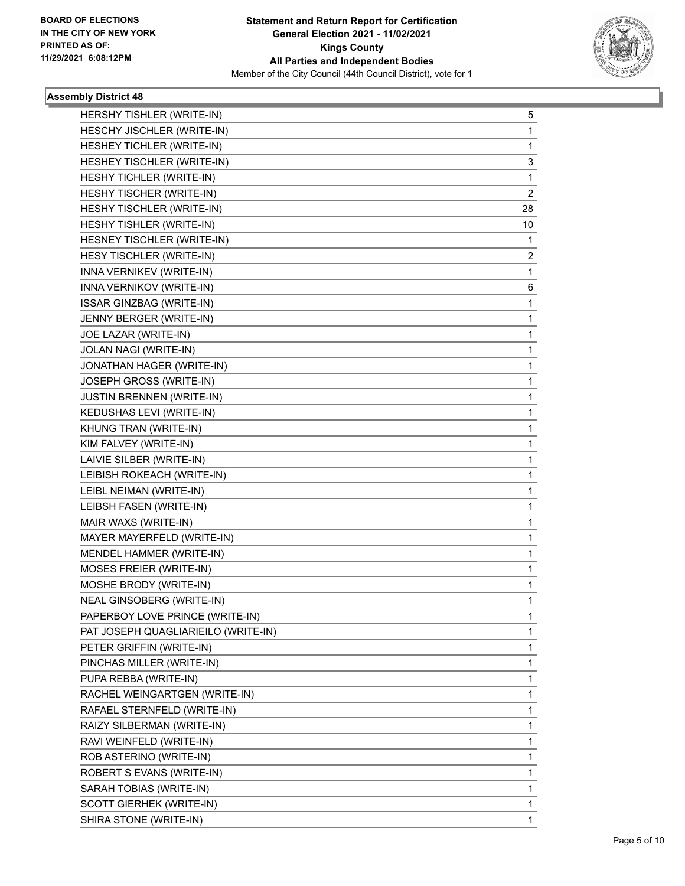**Statement and Return Report for Certification**
**General Election 2021 - 11/02/2021**
**Kings County**
**All Parties and Independent Bodies**
Member of the City Council (44th Council District), vote for 1

BOARD OF ELECTIONS
IN THE CITY OF NEW YORK
PRINTED AS OF:
11/29/2021 6:08:12PM

### Assembly District 48

| Candidate | Votes |
|---|---|
| HERSHY TISHLER (WRITE-IN) | 5 |
| HESCHY JISCHLER (WRITE-IN) | 1 |
| HESHEY TICHLER (WRITE-IN) | 1 |
| HESHEY TISCHLER (WRITE-IN) | 3 |
| HESHY TICHLER (WRITE-IN) | 1 |
| HESHY TISCHER (WRITE-IN) | 2 |
| HESHY TISCHLER (WRITE-IN) | 28 |
| HESHY TISHLER (WRITE-IN) | 10 |
| HESNEY TISCHLER (WRITE-IN) | 1 |
| HESY TISCHLER (WRITE-IN) | 2 |
| INNA VERNIKEV (WRITE-IN) | 1 |
| INNA VERNIKOV (WRITE-IN) | 6 |
| ISSAR GINZBAG (WRITE-IN) | 1 |
| JENNY BERGER (WRITE-IN) | 1 |
| JOE LAZAR (WRITE-IN) | 1 |
| JOLAN NAGI (WRITE-IN) | 1 |
| JONATHAN HAGER (WRITE-IN) | 1 |
| JOSEPH GROSS (WRITE-IN) | 1 |
| JUSTIN BRENNEN (WRITE-IN) | 1 |
| KEDUSHAS LEVI (WRITE-IN) | 1 |
| KHUNG TRAN (WRITE-IN) | 1 |
| KIM FALVEY (WRITE-IN) | 1 |
| LAIVIE SILBER (WRITE-IN) | 1 |
| LEIBISH ROKEACH (WRITE-IN) | 1 |
| LEIBL NEIMAN (WRITE-IN) | 1 |
| LEIBSH FASEN (WRITE-IN) | 1 |
| MAIR WAXS (WRITE-IN) | 1 |
| MAYER MAYERFELD (WRITE-IN) | 1 |
| MENDEL HAMMER (WRITE-IN) | 1 |
| MOSES FREIER (WRITE-IN) | 1 |
| MOSHE BRODY (WRITE-IN) | 1 |
| NEAL GINSOBERG (WRITE-IN) | 1 |
| PAPERBOY LOVE PRINCE (WRITE-IN) | 1 |
| PAT JOSEPH QUAGLIARIEILO (WRITE-IN) | 1 |
| PETER GRIFFIN (WRITE-IN) | 1 |
| PINCHAS MILLER (WRITE-IN) | 1 |
| PUPA REBBA (WRITE-IN) | 1 |
| RACHEL WEINGARTGEN (WRITE-IN) | 1 |
| RAFAEL STERNFELD (WRITE-IN) | 1 |
| RAIZY SILBERMAN (WRITE-IN) | 1 |
| RAVI WEINFELD (WRITE-IN) | 1 |
| ROB ASTERINO (WRITE-IN) | 1 |
| ROBERT S EVANS (WRITE-IN) | 1 |
| SARAH TOBIAS (WRITE-IN) | 1 |
| SCOTT GIERHEK (WRITE-IN) | 1 |
| SHIRA STONE (WRITE-IN) | 1 |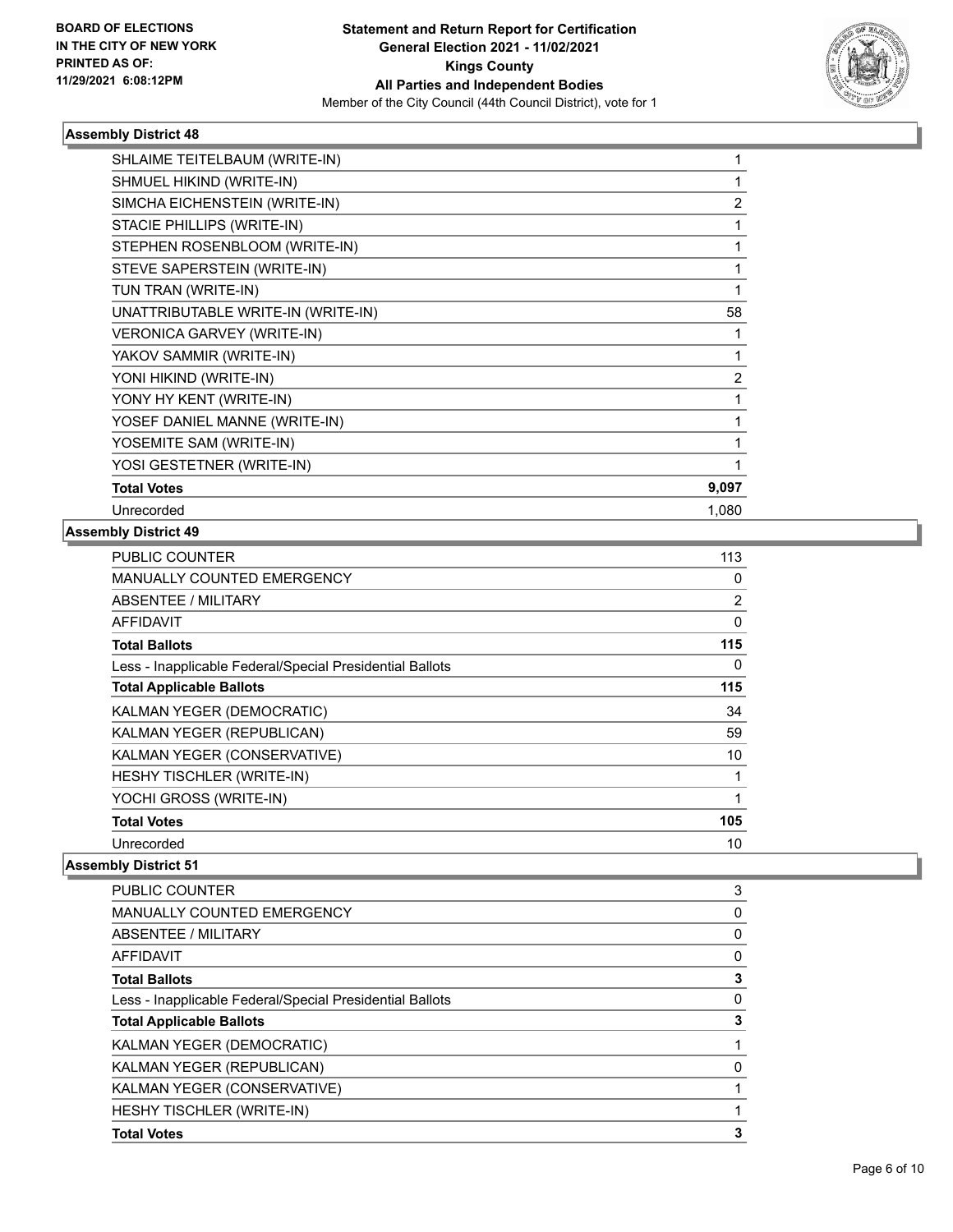### Assembly District 48

| | |
|---|---|
| SHLAIME TEITELBAUM (WRITE-IN) | 1 |
| SHMUEL HIKIND (WRITE-IN) | 1 |
| SIMCHA EICHENSTEIN (WRITE-IN) | 2 |
| STACIE PHILLIPS (WRITE-IN) | 1 |
| STEPHEN ROSENBLOOM (WRITE-IN) | 1 |
| STEVE SAPERSTEIN (WRITE-IN) | 1 |
| TUN TRAN (WRITE-IN) | 1 |
| UNATTRIBUTABLE WRITE-IN (WRITE-IN) | 58 |
| VERONICA GARVEY (WRITE-IN) | 1 |
| YAKOV SAMMIR (WRITE-IN) | 1 |
| YONI HIKIND (WRITE-IN) | 2 |
| YONY HY KENT (WRITE-IN) | 1 |
| YOSEF DANIEL MANNE (WRITE-IN) | 1 |
| YOSEMITE SAM (WRITE-IN) | 1 |
| YOSI GESTETNER (WRITE-IN) | 1 |
| **Total Votes** | **9,097** |
| Unrecorded | 1,080 |

### Assembly District 49

| | |
|---|---|
| PUBLIC COUNTER | 113 |
| MANUALLY COUNTED EMERGENCY | 0 |
| ABSENTEE / MILITARY | 2 |
| AFFIDAVIT | 0 |
| **Total Ballots** | **115** |
| Less - Inapplicable Federal/Special Presidential Ballots | 0 |
| **Total Applicable Ballots** | **115** |
| KALMAN YEGER (DEMOCRATIC) | 34 |
| KALMAN YEGER (REPUBLICAN) | 59 |
| KALMAN YEGER (CONSERVATIVE) | 10 |
| HESHY TISCHLER (WRITE-IN) | 1 |
| YOCHI GROSS (WRITE-IN) | 1 |
| **Total Votes** | **105** |
| Unrecorded | 10 |

### Assembly District 51

| | |
|---|---|
| PUBLIC COUNTER | 3 |
| MANUALLY COUNTED EMERGENCY | 0 |
| ABSENTEE / MILITARY | 0 |
| AFFIDAVIT | 0 |
| **Total Ballots** | **3** |
| Less - Inapplicable Federal/Special Presidential Ballots | 0 |
| **Total Applicable Ballots** | **3** |
| KALMAN YEGER (DEMOCRATIC) | 1 |
| KALMAN YEGER (REPUBLICAN) | 0 |
| KALMAN YEGER (CONSERVATIVE) | 1 |
| HESHY TISCHLER (WRITE-IN) | 1 |
| **Total Votes** | **3** |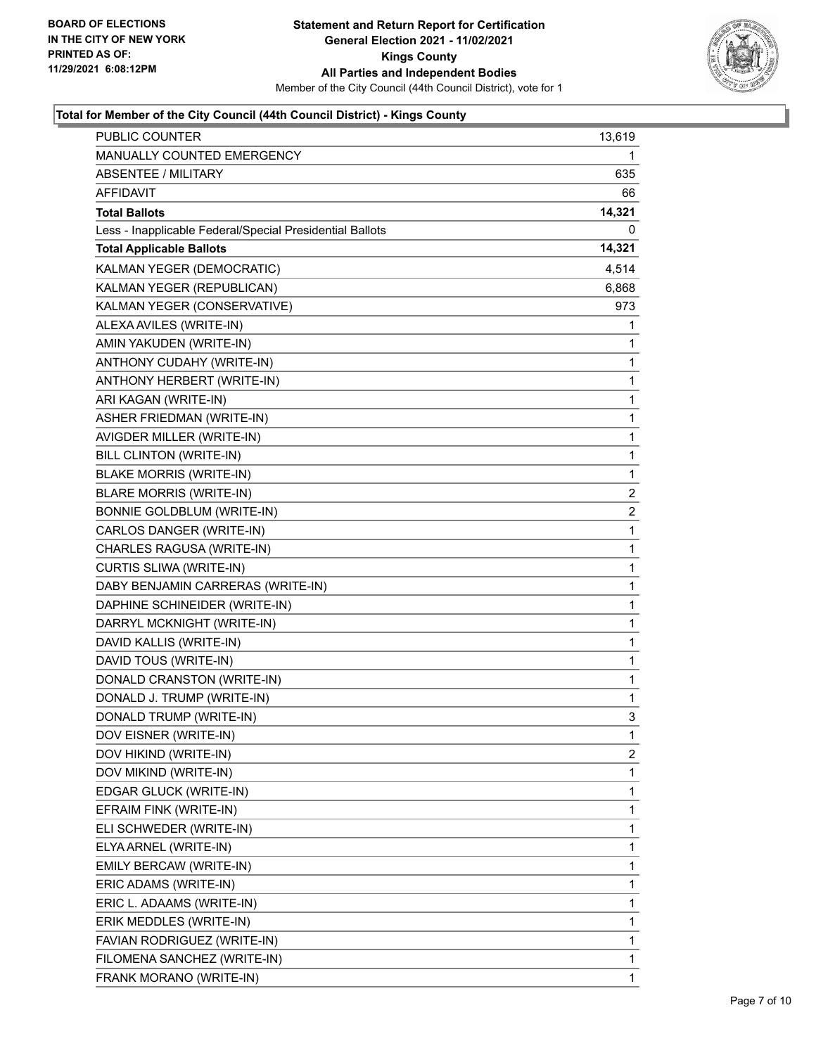**BOARD OF ELECTIONS IN THE CITY OF NEW YORK PRINTED AS OF: 11/29/2021 6:08:12PM**

**Statement and Return Report for Certification General Election 2021 - 11/02/2021 Kings County All Parties and Independent Bodies**

Member of the City Council (44th Council District), vote for 1

### Total for Member of the City Council (44th Council District) - Kings County

| | |
|---|---|
| PUBLIC COUNTER | 13,619 |
| MANUALLY COUNTED EMERGENCY | 1 |
| ABSENTEE / MILITARY | 635 |
| AFFIDAVIT | 66 |
| **Total Ballots** | **14,321** |
| Less - Inapplicable Federal/Special Presidential Ballots | 0 |
| **Total Applicable Ballots** | **14,321** |
| KALMAN YEGER (DEMOCRATIC) | 4,514 |
| KALMAN YEGER (REPUBLICAN) | 6,868 |
| KALMAN YEGER (CONSERVATIVE) | 973 |
| ALEXA AVILES (WRITE-IN) | 1 |
| AMIN YAKUDEN (WRITE-IN) | 1 |
| ANTHONY CUDAHY (WRITE-IN) | 1 |
| ANTHONY HERBERT (WRITE-IN) | 1 |
| ARI KAGAN (WRITE-IN) | 1 |
| ASHER FRIEDMAN (WRITE-IN) | 1 |
| AVIGDER MILLER (WRITE-IN) | 1 |
| BILL CLINTON (WRITE-IN) | 1 |
| BLAKE MORRIS (WRITE-IN) | 1 |
| BLARE MORRIS (WRITE-IN) | 2 |
| BONNIE GOLDBLUM (WRITE-IN) | 2 |
| CARLOS DANGER (WRITE-IN) | 1 |
| CHARLES RAGUSA (WRITE-IN) | 1 |
| CURTIS SLIWA (WRITE-IN) | 1 |
| DABY BENJAMIN CARRERAS (WRITE-IN) | 1 |
| DAPHINE SCHINEIDER (WRITE-IN) | 1 |
| DARRYL MCKNIGHT (WRITE-IN) | 1 |
| DAVID KALLIS (WRITE-IN) | 1 |
| DAVID TOUS (WRITE-IN) | 1 |
| DONALD CRANSTON (WRITE-IN) | 1 |
| DONALD J. TRUMP (WRITE-IN) | 1 |
| DONALD TRUMP (WRITE-IN) | 3 |
| DOV EISNER (WRITE-IN) | 1 |
| DOV HIKIND (WRITE-IN) | 2 |
| DOV MIKIND (WRITE-IN) | 1 |
| EDGAR GLUCK (WRITE-IN) | 1 |
| EFRAIM FINK (WRITE-IN) | 1 |
| ELI SCHWEDER (WRITE-IN) | 1 |
| ELYA ARNEL (WRITE-IN) | 1 |
| EMILY BERCAW (WRITE-IN) | 1 |
| ERIC ADAMS (WRITE-IN) | 1 |
| ERIC L. ADAAMS (WRITE-IN) | 1 |
| ERIK MEDDLES (WRITE-IN) | 1 |
| FAVIAN RODRIGUEZ (WRITE-IN) | 1 |
| FILOMENA SANCHEZ (WRITE-IN) | 1 |
| FRANK MORANO (WRITE-IN) | 1 |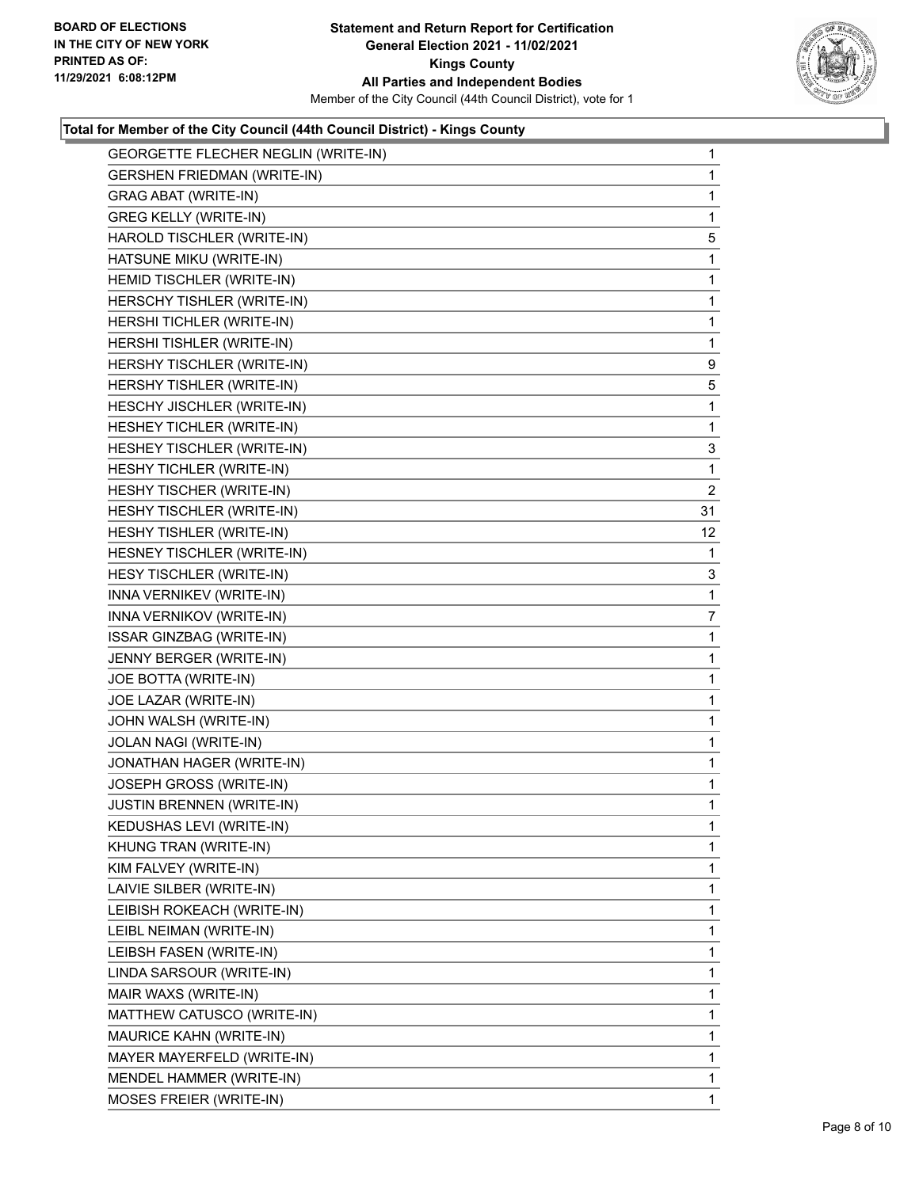**BOARD OF ELECTIONS IN THE CITY OF NEW YORK PRINTED AS OF: 11/29/2021 6:08:12PM**

**Statement and Return Report for Certification General Election 2021 - 11/02/2021 Kings County All Parties and Independent Bodies**

Member of the City Council (44th Council District), vote for 1

**Total for Member of the City Council (44th Council District) - Kings County**

| Candidate | Votes |
|---|---|
| GEORGETTE FLECHER NEGLIN (WRITE-IN) | 1 |
| GERSHEN FRIEDMAN (WRITE-IN) | 1 |
| GRAG ABAT (WRITE-IN) | 1 |
| GREG KELLY (WRITE-IN) | 1 |
| HAROLD TISCHLER (WRITE-IN) | 5 |
| HATSUNE MIKU (WRITE-IN) | 1 |
| HEMID TISCHLER (WRITE-IN) | 1 |
| HERSCHY TISHLER (WRITE-IN) | 1 |
| HERSHI TICHLER (WRITE-IN) | 1 |
| HERSHI TISHLER (WRITE-IN) | 1 |
| HERSHY TISCHLER (WRITE-IN) | 9 |
| HERSHY TISHLER (WRITE-IN) | 5 |
| HESCHY JISCHLER (WRITE-IN) | 1 |
| HESHEY TICHLER (WRITE-IN) | 1 |
| HESHEY TISCHLER (WRITE-IN) | 3 |
| HESHY TICHLER (WRITE-IN) | 1 |
| HESHY TISCHER (WRITE-IN) | 2 |
| HESHY TISCHLER (WRITE-IN) | 31 |
| HESHY TISHLER (WRITE-IN) | 12 |
| HESNEY TISCHLER (WRITE-IN) | 1 |
| HESY TISCHLER (WRITE-IN) | 3 |
| INNA VERNIKEV (WRITE-IN) | 1 |
| INNA VERNIKOV (WRITE-IN) | 7 |
| ISSAR GINZBAG (WRITE-IN) | 1 |
| JENNY BERGER (WRITE-IN) | 1 |
| JOE BOTTA (WRITE-IN) | 1 |
| JOE LAZAR (WRITE-IN) | 1 |
| JOHN WALSH (WRITE-IN) | 1 |
| JOLAN NAGI (WRITE-IN) | 1 |
| JONATHAN HAGER (WRITE-IN) | 1 |
| JOSEPH GROSS (WRITE-IN) | 1 |
| JUSTIN BRENNEN (WRITE-IN) | 1 |
| KEDUSHAS LEVI (WRITE-IN) | 1 |
| KHUNG TRAN (WRITE-IN) | 1 |
| KIM FALVEY (WRITE-IN) | 1 |
| LAIVIE SILBER (WRITE-IN) | 1 |
| LEIBISH ROKEACH (WRITE-IN) | 1 |
| LEIBL NEIMAN (WRITE-IN) | 1 |
| LEIBSH FASEN (WRITE-IN) | 1 |
| LINDA SARSOUR (WRITE-IN) | 1 |
| MAIR WAXS (WRITE-IN) | 1 |
| MATTHEW CATUSCO (WRITE-IN) | 1 |
| MAURICE KAHN (WRITE-IN) | 1 |
| MAYER MAYERFELD (WRITE-IN) | 1 |
| MENDEL HAMMER (WRITE-IN) | 1 |
| MOSES FREIER (WRITE-IN) | 1 |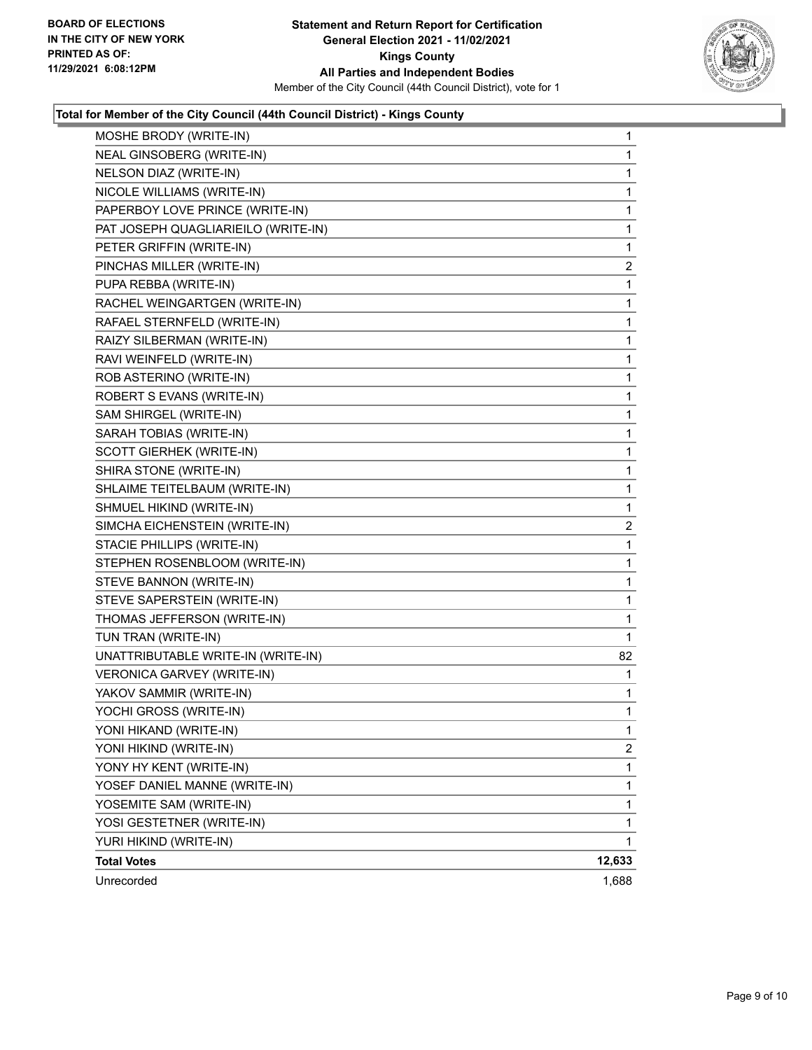**BOARD OF ELECTIONS IN THE CITY OF NEW YORK PRINTED AS OF: 11/29/2021 6:08:12PM**

**Statement and Return Report for Certification General Election 2021 - 11/02/2021 Kings County All Parties and Independent Bodies**

Member of the City Council (44th Council District), vote for 1

## Total for Member of the City Council (44th Council District) - Kings County

| Candidate | Votes |
|---|---|
| MOSHE BRODY (WRITE-IN) | 1 |
| NEAL GINSOBERG (WRITE-IN) | 1 |
| NELSON DIAZ (WRITE-IN) | 1 |
| NICOLE WILLIAMS (WRITE-IN) | 1 |
| PAPERBOY LOVE PRINCE (WRITE-IN) | 1 |
| PAT JOSEPH QUAGLIARIEILO (WRITE-IN) | 1 |
| PETER GRIFFIN (WRITE-IN) | 1 |
| PINCHAS MILLER (WRITE-IN) | 2 |
| PUPA REBBA (WRITE-IN) | 1 |
| RACHEL WEINGARTGEN (WRITE-IN) | 1 |
| RAFAEL STERNFELD (WRITE-IN) | 1 |
| RAIZY SILBERMAN (WRITE-IN) | 1 |
| RAVI WEINFELD (WRITE-IN) | 1 |
| ROB ASTERINO (WRITE-IN) | 1 |
| ROBERT S EVANS (WRITE-IN) | 1 |
| SAM SHIRGEL (WRITE-IN) | 1 |
| SARAH TOBIAS (WRITE-IN) | 1 |
| SCOTT GIERHEK (WRITE-IN) | 1 |
| SHIRA STONE (WRITE-IN) | 1 |
| SHLAIME TEITELBAUM (WRITE-IN) | 1 |
| SHMUEL HIKIND (WRITE-IN) | 1 |
| SIMCHA EICHENSTEIN (WRITE-IN) | 2 |
| STACIE PHILLIPS (WRITE-IN) | 1 |
| STEPHEN ROSENBLOOM (WRITE-IN) | 1 |
| STEVE BANNON (WRITE-IN) | 1 |
| STEVE SAPERSTEIN (WRITE-IN) | 1 |
| THOMAS JEFFERSON (WRITE-IN) | 1 |
| TUN TRAN (WRITE-IN) | 1 |
| UNATTRIBUTABLE WRITE-IN (WRITE-IN) | 82 |
| VERONICA GARVEY (WRITE-IN) | 1 |
| YAKOV SAMMIR (WRITE-IN) | 1 |
| YOCHI GROSS (WRITE-IN) | 1 |
| YONI HIKAND (WRITE-IN) | 1 |
| YONI HIKIND (WRITE-IN) | 2 |
| YONY HY KENT (WRITE-IN) | 1 |
| YOSEF DANIEL MANNE (WRITE-IN) | 1 |
| YOSEMITE SAM (WRITE-IN) | 1 |
| YOSI GESTETNER (WRITE-IN) | 1 |
| YURI HIKIND (WRITE-IN) | 1 |
| **Total Votes** | **12,633** |
| Unrecorded | 1,688 |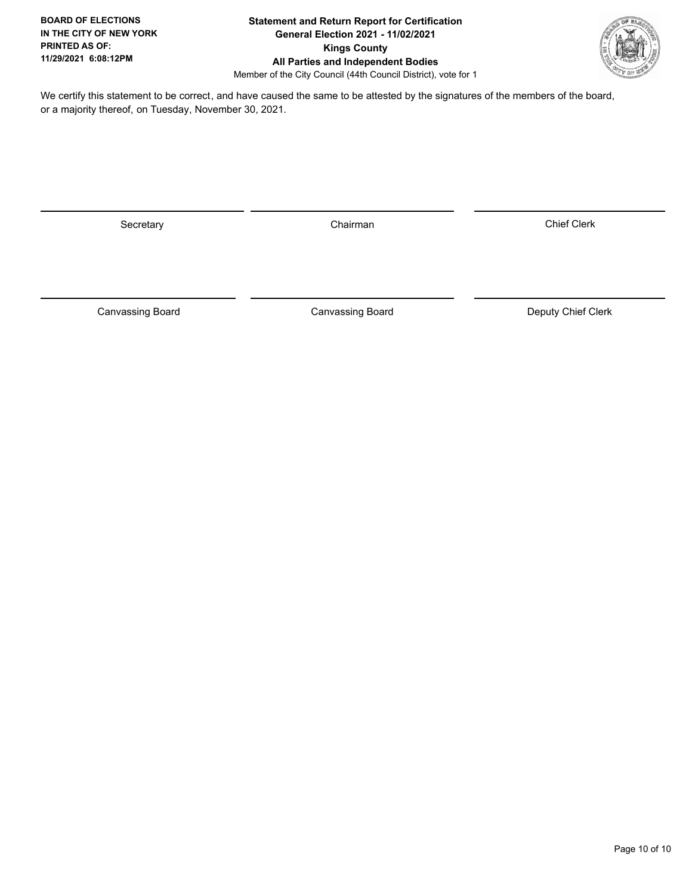We certify this statement to be correct, and have caused the same to be attested by the signatures of the members of the board, or a majority thereof, on Tuesday, November 30, 2021.

| | | |
|---|---|---|
| Secretary | Chairman | Chief Clerk |
| Canvassing Board | Canvassing Board | Deputy Chief Clerk |